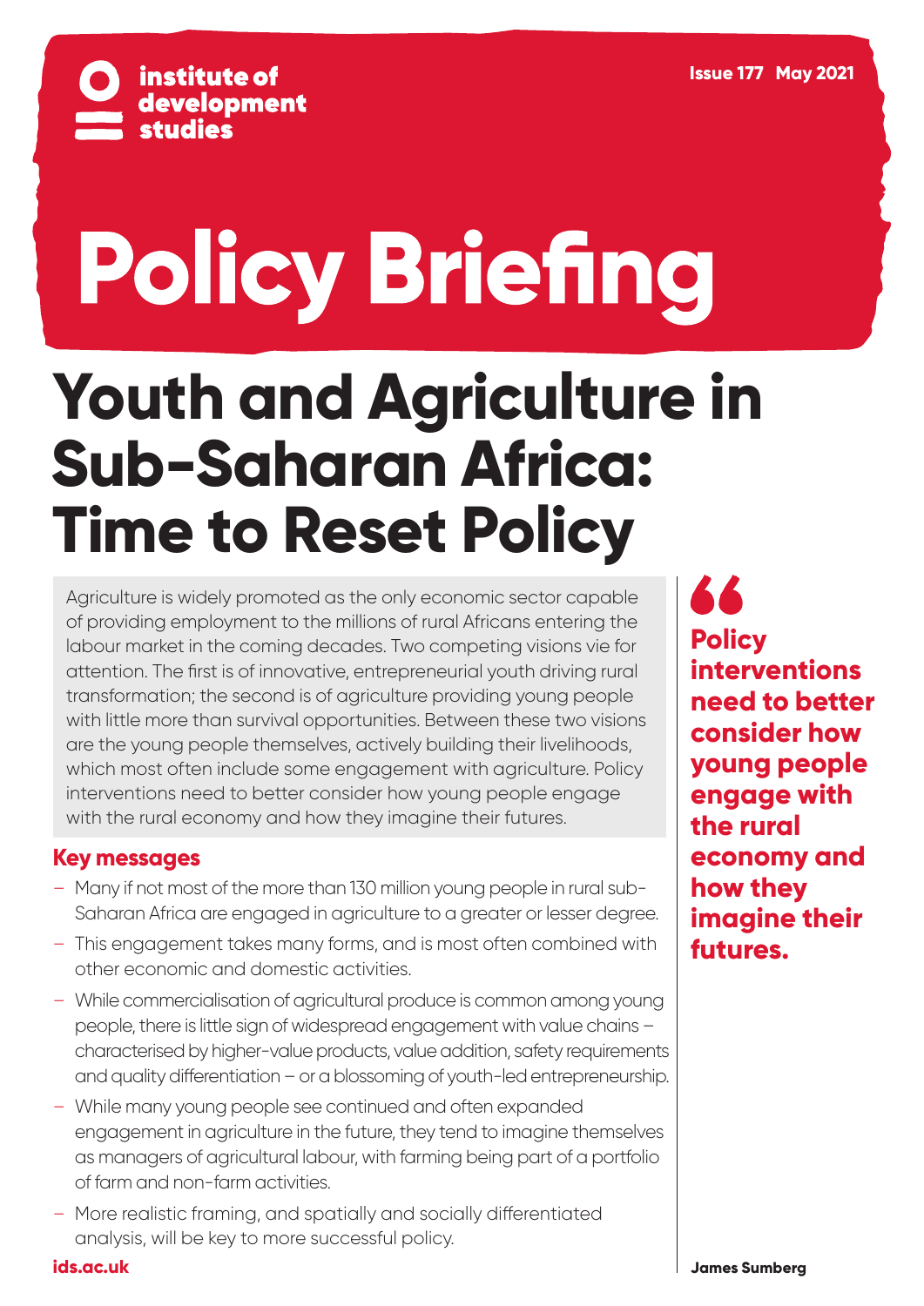institute of development studies

Issue 177 May 2021

# Policy Briefing

# Youth and Agriculture in Sub-Saharan Africa: Time to Reset Policy

Agriculture is widely promoted as the only economic sector capable of providing employment to the millions of rural Africans entering the labour market in the coming decades. Two competing visions vie for attention. The first is of innovative, entrepreneurial youth driving rural transformation; the second is of agriculture providing young people with little more than survival opportunities. Between these two visions are the young people themselves, actively building their livelihoods, which most often include some engagement with agriculture. Policy interventions need to better consider how young people engage with the rural economy and how they imagine their futures.

## Key messages

- Many if not most of the more than 130 million young people in rural sub-Saharan Africa are engaged in agriculture to a greater or lesser degree.
- This engagement takes many forms, and is most often combined with other economic and domestic activities.
- While commercialisation of agricultural produce is common among young people, there is little sign of widespread engagement with value chains – characterised by higher-value products, value addition, safety requirements and quality differentiation – or a blossoming of youth-led entrepreneurship.
- While many young people see continued and often expanded engagement in agriculture in the future, they tend to imagine themselves as managers of agricultural labour, with farming being part of a portfolio of farm and non-farm activities.
- More realistic framing, and spatially and socially differentiated analysis, will be key to more successful policy.

> **"Policy interventions need to better consider how young people engage with the rural economy and how they imagine their futures."**

James Sumberg

ids.ac.uk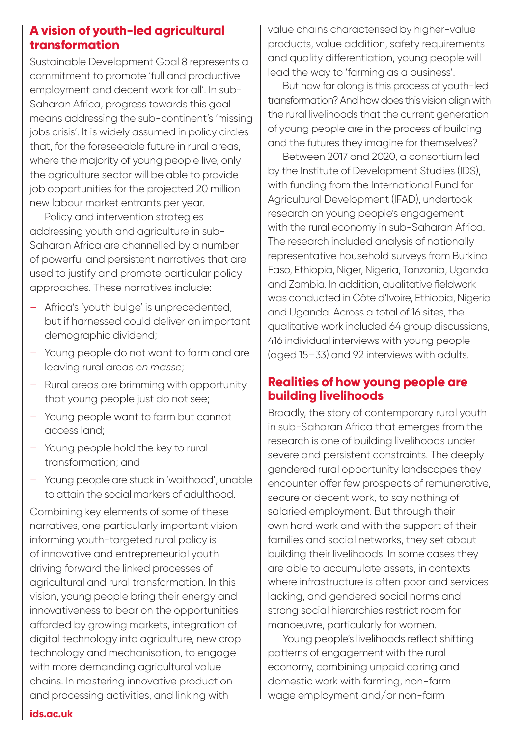## A vision of youth-led agricultural transformation

Sustainable Development Goal 8 represents a commitment to promote 'full and productive employment and decent work for all'. In sub-Saharan Africa, progress towards this goal means addressing the sub-continent's 'missing jobs crisis'. It is widely assumed in policy circles that, for the foreseeable future in rural areas, where the majority of young people live, only the agriculture sector will be able to provide job opportunities for the projected 20 million new labour market entrants per year.

Policy and intervention strategies addressing youth and agriculture in sub-Saharan Africa are channelled by a number of powerful and persistent narratives that are used to justify and promote particular policy approaches. These narratives include:

- Africa's 'youth bulge' is unprecedented, but if harnessed could deliver an important demographic dividend;
- Young people do not want to farm and are leaving rural areas *en masse*;
- Rural areas are brimming with opportunity that young people just do not see;
- Young people want to farm but cannot access land;
- Young people hold the key to rural transformation; and
- Young people are stuck in 'waithood', unable to attain the social markers of adulthood.

Combining key elements of some of these narratives, one particularly important vision informing youth-targeted rural policy is of innovative and entrepreneurial youth driving forward the linked processes of agricultural and rural transformation. In this vision, young people bring their energy and innovativeness to bear on the opportunities afforded by growing markets, integration of digital technology into agriculture, new crop technology and mechanisation, to engage with more demanding agricultural value chains. In mastering innovative production and processing activities, and linking with value chains characterised by higher-value products, value addition, safety requirements and quality differentiation, young people will lead the way to 'farming as a business'.

But how far along is this process of youth-led transformation? And how does this vision align with the rural livelihoods that the current generation of young people are in the process of building and the futures they imagine for themselves?

Between 2017 and 2020, a consortium led by the Institute of Development Studies (IDS), with funding from the International Fund for Agricultural Development (IFAD), undertook research on young people's engagement with the rural economy in sub-Saharan Africa. The research included analysis of nationally representative household surveys from Burkina Faso, Ethiopia, Niger, Nigeria, Tanzania, Uganda and Zambia. In addition, qualitative fieldwork was conducted in Côte d'Ivoire, Ethiopia, Nigeria and Uganda. Across a total of 16 sites, the qualitative work included 64 group discussions, 416 individual interviews with young people (aged 15–33) and 92 interviews with adults.

## Realities of how young people are building livelihoods

Broadly, the story of contemporary rural youth in sub-Saharan Africa that emerges from the research is one of building livelihoods under severe and persistent constraints. The deeply gendered rural opportunity landscapes they encounter offer few prospects of remunerative, secure or decent work, to say nothing of salaried employment. But through their own hard work and with the support of their families and social networks, they set about building their livelihoods. In some cases they are able to accumulate assets, in contexts where infrastructure is often poor and services lacking, and gendered social norms and strong social hierarchies restrict room for manoeuvre, particularly for women.

Young people's livelihoods reflect shifting patterns of engagement with the rural economy, combining unpaid caring and domestic work with farming, non-farm wage employment and/or non-farm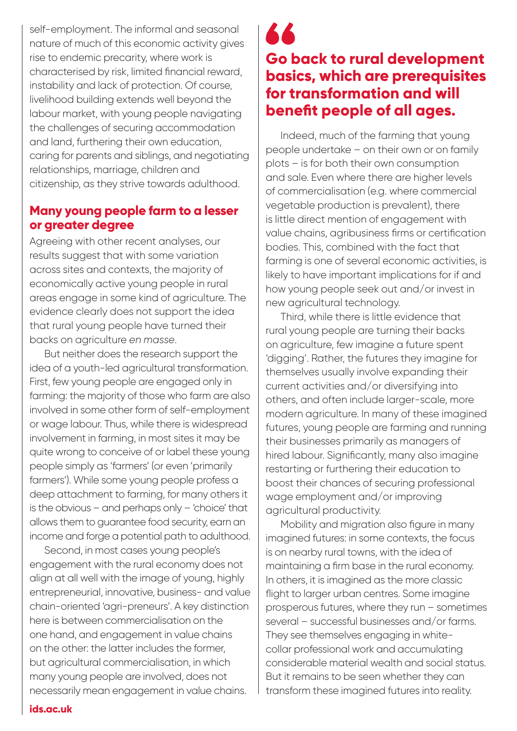self-employment. The informal and seasonal nature of much of this economic activity gives rise to endemic precarity, where work is characterised by risk, limited financial reward, instability and lack of protection. Of course, livelihood building extends well beyond the labour market, with young people navigating the challenges of securing accommodation and land, furthering their own education, caring for parents and siblings, and negotiating relationships, marriage, children and citizenship, as they strive towards adulthood.

## Many young people farm to a lesser or greater degree

Agreeing with other recent analyses, our results suggest that with some variation across sites and contexts, the majority of economically active young people in rural areas engage in some kind of agriculture. The evidence clearly does not support the idea that rural young people have turned their backs on agriculture *en masse*.

But neither does the research support the idea of a youth-led agricultural transformation. First, few young people are engaged only in farming: the majority of those who farm are also involved in some other form of self-employment or wage labour. Thus, while there is widespread involvement in farming, in most sites it may be quite wrong to conceive of or label these young people simply as 'farmers' (or even 'primarily farmers'). While some young people profess a deep attachment to farming, for many others it is the obvious – and perhaps only – 'choice' that allows them to guarantee food security, earn an income and forge a potential path to adulthood.

Second, in most cases young people's engagement with the rural economy does not align at all well with the image of young, highly entrepreneurial, innovative, business- and value chain-oriented 'agri-preneurs'. A key distinction here is between commercialisation on the one hand, and engagement in value chains on the other: the latter includes the former, but agricultural commercialisation, in which many young people are involved, does not necessarily mean engagement in value chains.

> **Go back to rural development basics, which are prerequisites for transformation and will benefit people of all ages.**

Indeed, much of the farming that young people undertake – on their own or on family plots – is for both their own consumption and sale. Even where there are higher levels of commercialisation (e.g. where commercial vegetable production is prevalent), there is little direct mention of engagement with value chains, agribusiness firms or certification bodies. This, combined with the fact that farming is one of several economic activities, is likely to have important implications for if and how young people seek out and/or invest in new agricultural technology.

Third, while there is little evidence that rural young people are turning their backs on agriculture, few imagine a future spent 'digging'. Rather, the futures they imagine for themselves usually involve expanding their current activities and/or diversifying into others, and often include larger-scale, more modern agriculture. In many of these imagined futures, young people are farming and running their businesses primarily as managers of hired labour. Significantly, many also imagine restarting or furthering their education to boost their chances of securing professional wage employment and/or improving agricultural productivity.

Mobility and migration also figure in many imagined futures: in some contexts, the focus is on nearby rural towns, with the idea of maintaining a firm base in the rural economy. In others, it is imagined as the more classic flight to larger urban centres. Some imagine prosperous futures, where they run – sometimes several – successful businesses and/or farms. They see themselves engaging in white-collar professional work and accumulating considerable material wealth and social status. But it remains to be seen whether they can transform these imagined futures into reality.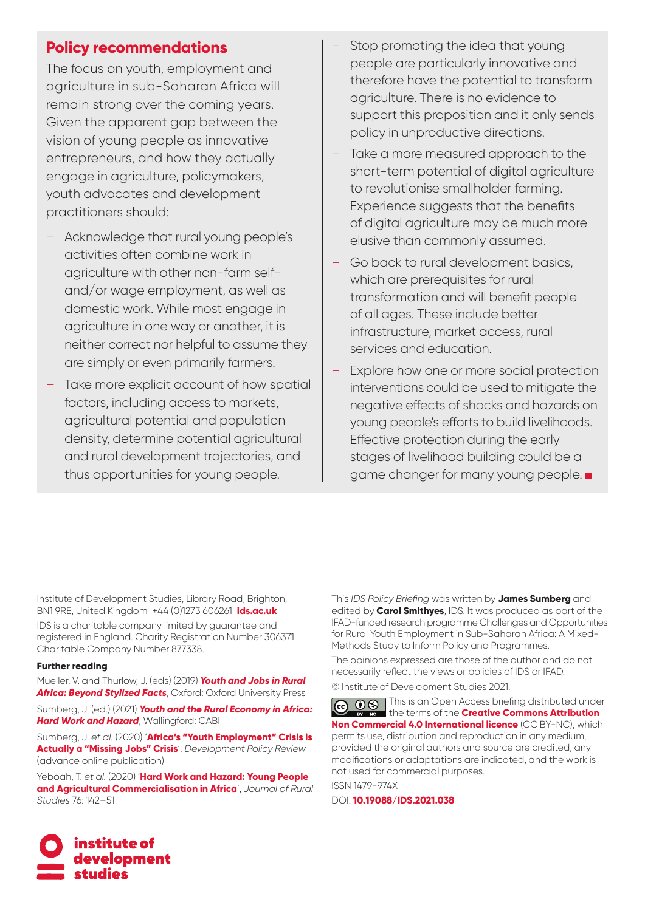## Policy recommendations

The focus on youth, employment and agriculture in sub-Saharan Africa will remain strong over the coming years. Given the apparent gap between the vision of young people as innovative entrepreneurs, and how they actually engage in agriculture, policymakers, youth advocates and development practitioners should:

- Acknowledge that rural young people's activities often combine work in agriculture with other non-farm self- and/or wage employment, as well as domestic work. While most engage in agriculture in one way or another, it is neither correct nor helpful to assume they are simply or even primarily farmers.
- Take more explicit account of how spatial factors, including access to markets, agricultural potential and population density, determine potential agricultural and rural development trajectories, and thus opportunities for young people.
- Stop promoting the idea that young people are particularly innovative and therefore have the potential to transform agriculture. There is no evidence to support this proposition and it only sends policy in unproductive directions.
- Take a more measured approach to the short-term potential of digital agriculture to revolutionise smallholder farming. Experience suggests that the benefits of digital agriculture may be much more elusive than commonly assumed.
- Go back to rural development basics, which are prerequisites for rural transformation and will benefit people of all ages. These include better infrastructure, market access, rural services and education.
- Explore how one or more social protection interventions could be used to mitigate the negative effects of shocks and hazards on young people's efforts to build livelihoods. Effective protection during the early stages of livelihood building could be a game changer for many young people. ■

Institute of Development Studies, Library Road, Brighton, BN1 9RE, United Kingdom +44 (0)1273 606261 **ids.ac.uk**

IDS is a charitable company limited by guarantee and registered in England. Charity Registration Number 306371. Charitable Company Number 877338.

**Further reading**

Mueller, V. and Thurlow, J. (eds) (2019) ***Youth and Jobs in Rural Africa: Beyond Stylized Facts***, Oxford: Oxford University Press

Sumberg, J. (ed.) (2021) ***Youth and the Rural Economy in Africa: Hard Work and Hazard***, Wallingford: CABI

Sumberg, J. *et al.* (2020) '**Africa's "Youth Employment" Crisis is Actually a "Missing Jobs" Crisis**', *Development Policy Review* (advance online publication)

Yeboah, T. *et al.* (2020) '**Hard Work and Hazard: Young People and Agricultural Commercialisation in Africa**', *Journal of Rural Studies* 76: 142–51

This *IDS Policy Briefing* was written by **James Sumberg** and edited by **Carol Smithyes**, IDS. It was produced as part of the IFAD-funded research programme Challenges and Opportunities for Rural Youth Employment in Sub-Saharan Africa: A Mixed-Methods Study to Inform Policy and Programmes.

The opinions expressed are those of the author and do not necessarily reflect the views or policies of IDS or IFAD.

© Institute of Development Studies 2021.

This is an Open Access briefing distributed under the terms of the **Creative Commons Attribution Non Commercial 4.0 International licence** (CC BY-NC), which permits use, distribution and reproduction in any medium, provided the original authors and source are credited, any modifications or adaptations are indicated, and the work is not used for commercial purposes.

ISSN 1479-974X

DOI: **10.19088/IDS.2021.038**

institute of development studies